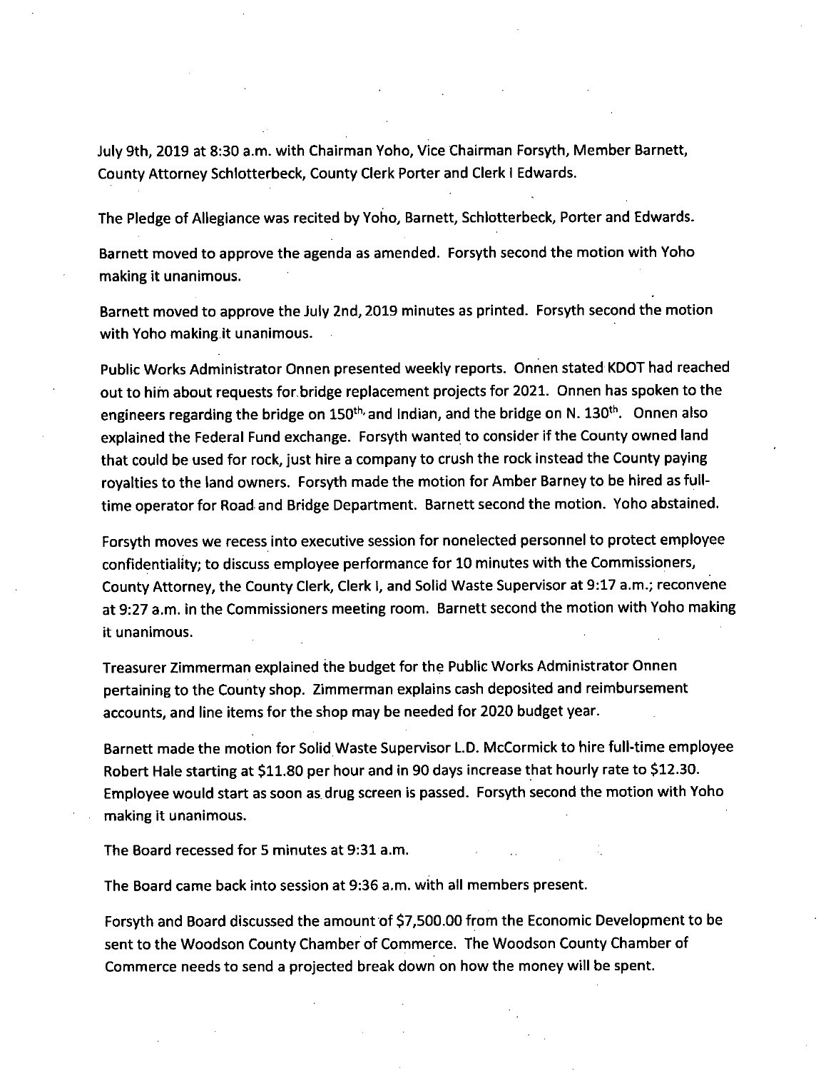July 9th, 2019 at 8:30 a.m. with Chairman Yoho, Vice Chairman Forsyth, Member Barnett, County Attorney Schlotterbeck, County Clerk Porter and Clerk I Edwards.

The Pledge of Allegiance was recited by Yoho, Barnett, Schlotterbeck, Porter and Edwards.

Barnett moved to approve the agenda as amended. Forsyth second the motion with Yoho making it unanimous.

Barnett moved to approve the July 2nd, 2019 minutes as printed. Forsyth second the motion with Yoho making it unanimous.

Public Works Administrator Onnen presented weekly reports. Onnen stated KDOT had reached out to him about requests for bridge replacement projects for 2021. Onnen has spoken to the engineers regarding the bridge on 150th, and Indian, and the bridge on N. 130th. Onnen also explained the Federal Fund exchange. Forsyth wanted to consider if the County owned land that could be used for rock, just hire a company to crush the rock instead the County paying royalties to the land owners. Forsyth made the motion for Amber Barney to be hired as full-time operator for Road and Bridge Department. Barnett second the motion. Yoho abstained.

Forsyth moves we recess into executive session for nonelected personnel to protect employee confidentiality; to discuss employee performance for 10 minutes with the Commissioners, County Attorney, the County Clerk, Clerk I, and Solid Waste Supervisor at 9:17 a.m.; reconvene at 9:27 a.m. in the Commissioners meeting room. Barnett second the motion with Yoho making it unanimous.

Treasurer Zimmerman explained the budget for the Public Works Administrator Onnen pertaining to the County shop. Zimmerman explains cash deposited and reimbursement accounts, and line items for the shop may be needed for 2020 budget year.

Barnett made the motion for Solid Waste Supervisor L.D. McCormick to hire full-time employee Robert Hale starting at $11.80 per hour and in 90 days increase that hourly rate to $12.30. Employee would start as soon as drug screen is passed. Forsyth second the motion with Yoho making it unanimous.

The Board recessed for 5 minutes at 9:31 a.m.

The Board came back into session at 9:36 a.m. with all members present.

Forsyth and Board discussed the amount of $7,500.00 from the Economic Development to be sent to the Woodson County Chamber of Commerce. The Woodson County Chamber of Commerce needs to send a projected break down on how the money will be spent.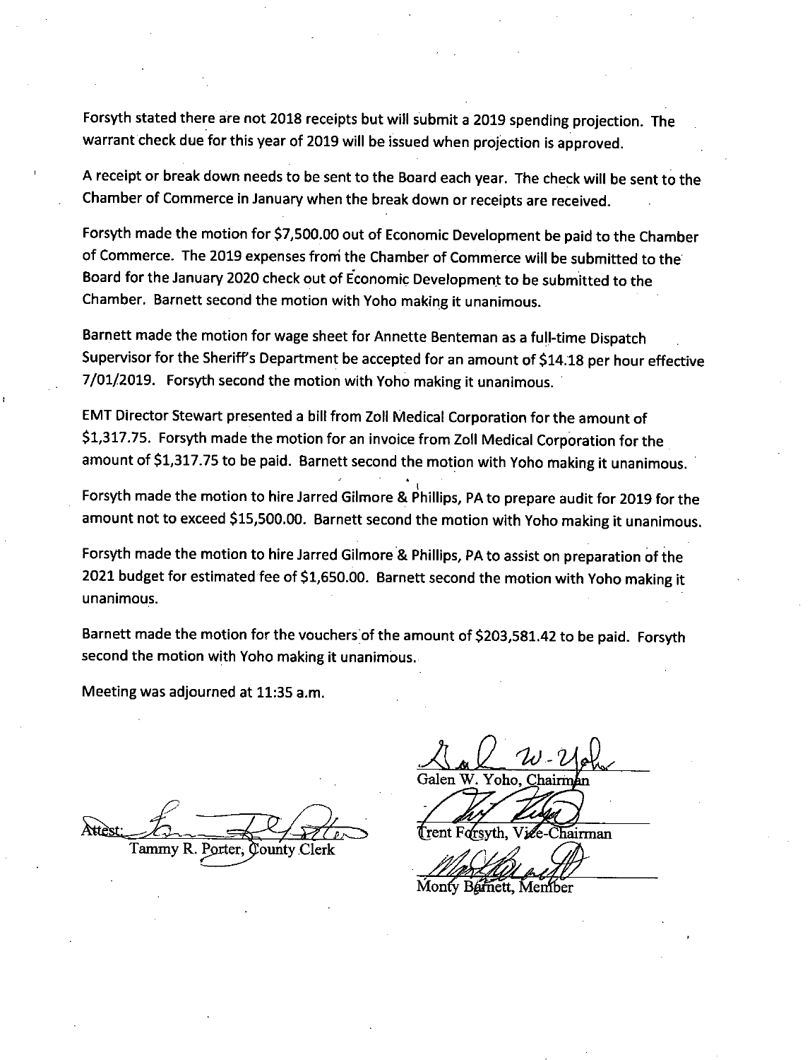Forsyth stated there are not 2018 receipts but will submit a 2019 spending projection. The warrant check due for this year of 2019 will be issued when projection is approved.

A receipt or break down needs to be sent to the Board each year. The check will be sent to the Chamber of Commerce in January when the break down or receipts are received.

Forsyth made the motion for $7,500.00 out of Economic Development be paid to the Chamber of Commerce. The 2019 expenses from the Chamber of Commerce will be submitted to the Board for the January 2020 check out of Economic Development to be submitted to the Chamber. Barnett second the motion with Yoho making it unanimous.

Barnett made the motion for wage sheet for Annette Benteman as a full-time Dispatch Supervisor for the Sheriff's Department be accepted for an amount of $14.18 per hour effective 7/01/2019. Forsyth second the motion with Yoho making it unanimous.

EMT Director Stewart presented a bill from Zoll Medical Corporation for the amount of $1,317.75. Forsyth made the motion for an invoice from Zoll Medical Corporation for the amount of $1,317.75 to be paid. Barnett second the motion with Yoho making it unanimous.

Forsyth made the motion to hire Jarred Gilmore & Phillips, PA to prepare audit for 2019 for the amount not to exceed $15,500.00. Barnett second the motion with Yoho making it unanimous.

Forsyth made the motion to hire Jarred Gilmore & Phillips, PA to assist on preparation of the 2021 budget for estimated fee of $1,650.00. Barnett second the motion with Yoho making it unanimous.

Barnett made the motion for the vouchers of the amount of $203,581.42 to be paid. Forsyth second the motion with Yoho making it unanimous.

Meeting was adjourned at 11:35 a.m.

Galen W. Yoho, Chairman

Trent Forsyth, Vice-Chairman

Monty Barnett, Member

Attest: Tammy R. Porter, County Clerk